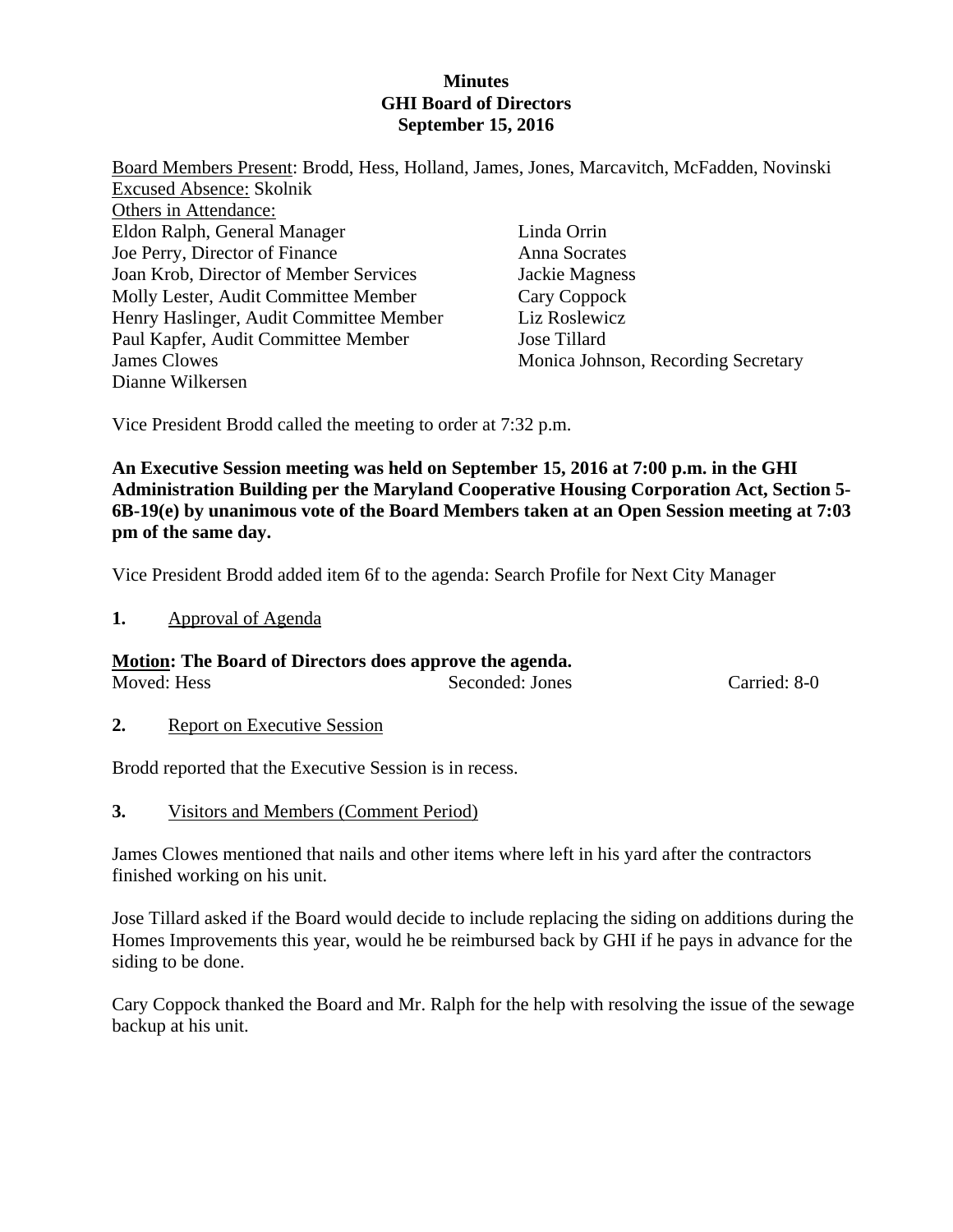**Minutes**
**GHI Board of Directors**
**September 15, 2016**

Board Members Present: Brodd, Hess, Holland, James, Jones, Marcavitch, McFadden, Novinski
Excused Absence: Skolnik
Others in Attendance:

| | |
|---|---|
| Eldon Ralph, General Manager | Linda Orrin |
| Joe Perry, Director of Finance | Anna Socrates |
| Joan Krob, Director of Member Services | Jackie Magness |
| Molly Lester, Audit Committee Member | Cary Coppock |
| Henry Haslinger, Audit Committee Member | Liz Roslewicz |
| Paul Kapfer, Audit Committee Member | Jose Tillard |
| James Clowes | Monica Johnson, Recording Secretary |
| Dianne Wilkersen | |

Vice President Brodd called the meeting to order at 7:32 p.m.

**An Executive Session meeting was held on September 15, 2016 at 7:00 p.m. in the GHI Administration Building per the Maryland Cooperative Housing Corporation Act, Section 5-6B-19(e) by unanimous vote of the Board Members taken at an Open Session meeting at 7:03 pm of the same day.**

Vice President Brodd added item 6f to the agenda: Search Profile for Next City Manager

**1.** Approval of Agenda

**Motion: The Board of Directors does approve the agenda.**
Moved: Hess Seconded: Jones Carried: 8-0

**2.** Report on Executive Session

Brodd reported that the Executive Session is in recess.

**3.** Visitors and Members (Comment Period)

James Clowes mentioned that nails and other items where left in his yard after the contractors finished working on his unit.

Jose Tillard asked if the Board would decide to include replacing the siding on additions during the Homes Improvements this year, would he be reimbursed back by GHI if he pays in advance for the siding to be done.

Cary Coppock thanked the Board and Mr. Ralph for the help with resolving the issue of the sewage backup at his unit.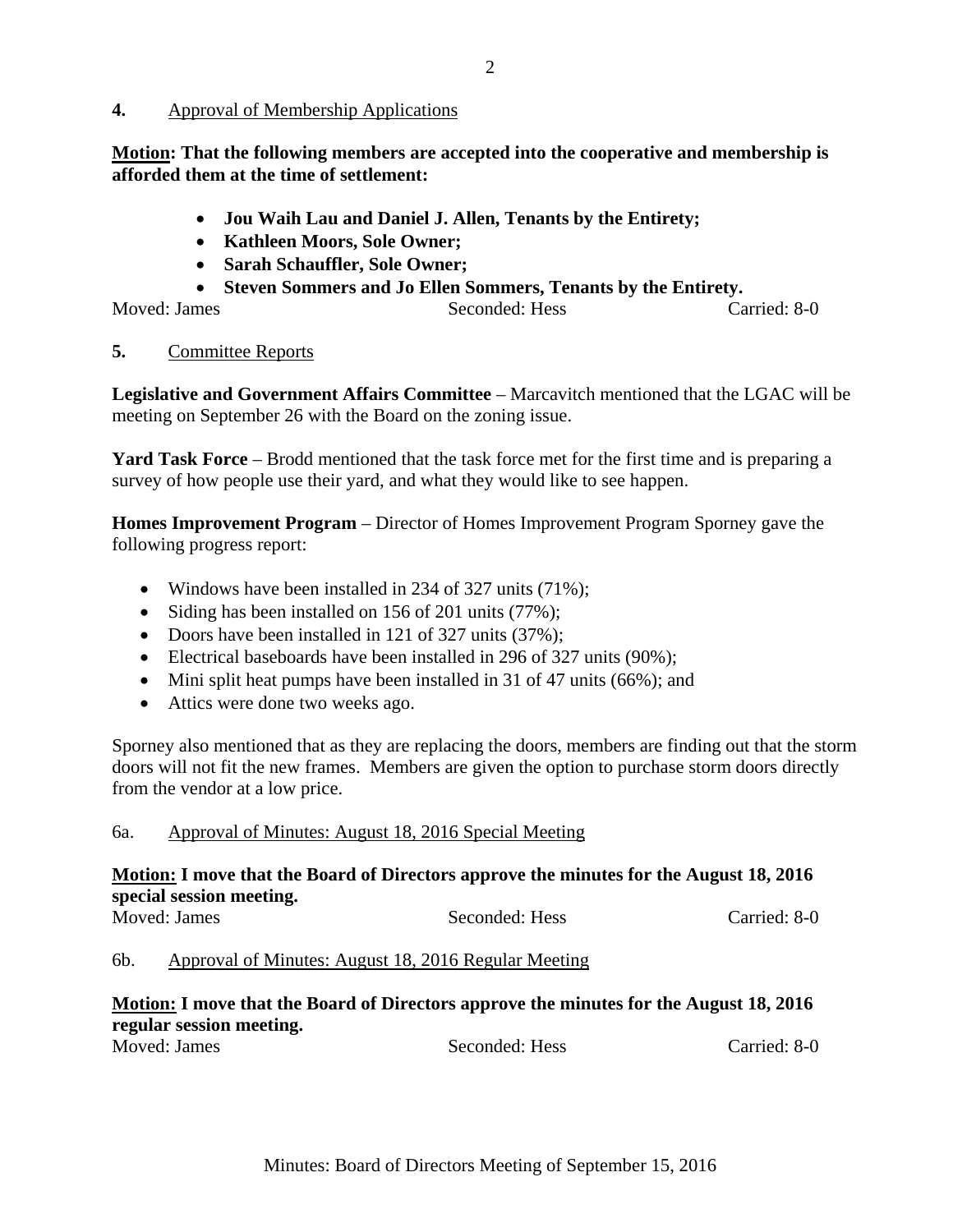**4.** Approval of Membership Applications

**Motion: That the following members are accepted into the cooperative and membership is afforded them at the time of settlement:**

- **Jou Waih Lau and Daniel J. Allen, Tenants by the Entirety;**
- **Kathleen Moors, Sole Owner;**
- **Sarah Schauffler, Sole Owner;**
- **Steven Sommers and Jo Ellen Sommers, Tenants by the Entirety.**

Moved: James Seconded: Hess Carried: 8-0

**5.** Committee Reports

**Legislative and Government Affairs Committee** – Marcavitch mentioned that the LGAC will be meeting on September 26 with the Board on the zoning issue.

**Yard Task Force** – Brodd mentioned that the task force met for the first time and is preparing a survey of how people use their yard, and what they would like to see happen.

**Homes Improvement Program** – Director of Homes Improvement Program Sporney gave the following progress report:

- Windows have been installed in 234 of 327 units (71%);
- Siding has been installed on 156 of 201 units (77%);
- Doors have been installed in 121 of 327 units (37%);
- Electrical baseboards have been installed in 296 of 327 units (90%);
- Mini split heat pumps have been installed in 31 of 47 units (66%); and
- Attics were done two weeks ago.

Sporney also mentioned that as they are replacing the doors, members are finding out that the storm doors will not fit the new frames. Members are given the option to purchase storm doors directly from the vendor at a low price.

6a. Approval of Minutes: August 18, 2016 Special Meeting

**Motion: I move that the Board of Directors approve the minutes for the August 18, 2016 special session meeting.**

Moved: James Seconded: Hess Carried: 8-0

6b. Approval of Minutes: August 18, 2016 Regular Meeting

**Motion: I move that the Board of Directors approve the minutes for the August 18, 2016 regular session meeting.**

Moved: James Seconded: Hess Carried: 8-0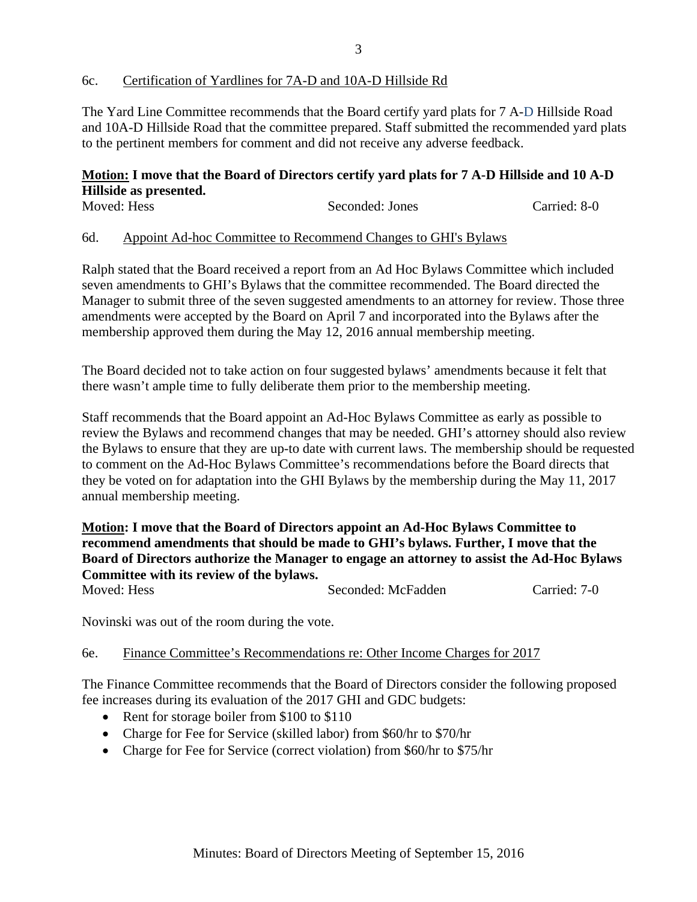6c. Certification of Yardlines for 7A-D and 10A-D Hillside Rd

The Yard Line Committee recommends that the Board certify yard plats for 7 A-D Hillside Road and 10A-D Hillside Road that the committee prepared. Staff submitted the recommended yard plats to the pertinent members for comment and did not receive any adverse feedback.

**Motion: I move that the Board of Directors certify yard plats for 7 A-D Hillside and 10 A-D Hillside as presented.**

Moved: Hess Seconded: Jones Carried: 8-0

6d. Appoint Ad-hoc Committee to Recommend Changes to GHI's Bylaws

Ralph stated that the Board received a report from an Ad Hoc Bylaws Committee which included seven amendments to GHI's Bylaws that the committee recommended. The Board directed the Manager to submit three of the seven suggested amendments to an attorney for review. Those three amendments were accepted by the Board on April 7 and incorporated into the Bylaws after the membership approved them during the May 12, 2016 annual membership meeting.

The Board decided not to take action on four suggested bylaws' amendments because it felt that there wasn't ample time to fully deliberate them prior to the membership meeting.

Staff recommends that the Board appoint an Ad-Hoc Bylaws Committee as early as possible to review the Bylaws and recommend changes that may be needed. GHI's attorney should also review the Bylaws to ensure that they are up-to date with current laws. The membership should be requested to comment on the Ad-Hoc Bylaws Committee's recommendations before the Board directs that they be voted on for adaptation into the GHI Bylaws by the membership during the May 11, 2017 annual membership meeting.

**Motion: I move that the Board of Directors appoint an Ad-Hoc Bylaws Committee to recommend amendments that should be made to GHI's bylaws. Further, I move that the Board of Directors authorize the Manager to engage an attorney to assist the Ad-Hoc Bylaws Committee with its review of the bylaws.**

Moved: Hess Seconded: McFadden Carried: 7-0

Novinski was out of the room during the vote.

6e. Finance Committee's Recommendations re: Other Income Charges for 2017

The Finance Committee recommends that the Board of Directors consider the following proposed fee increases during its evaluation of the 2017 GHI and GDC budgets:

- Rent for storage boiler from $100 to $110
- Charge for Fee for Service (skilled labor) from $60/hr to $70/hr
- Charge for Fee for Service (correct violation) from $60/hr to $75/hr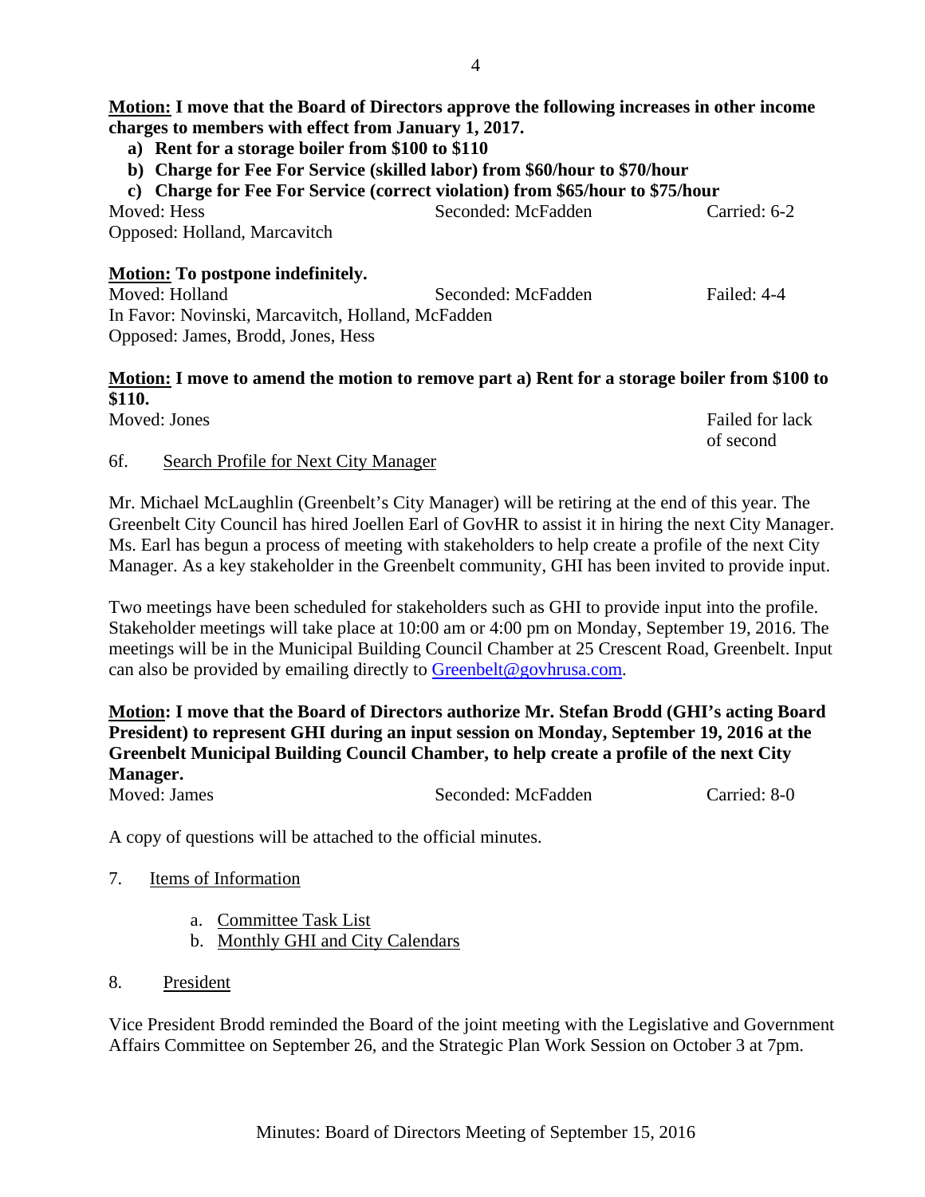**Motion: I move that the Board of Directors approve the following increases in other income charges to members with effect from January 1, 2017.**

**a) Rent for a storage boiler from $100 to $110**

**b) Charge for Fee For Service (skilled labor) from $60/hour to $70/hour**

**c) Charge for Fee For Service (correct violation) from $65/hour to $75/hour**

Moved: Hess    Seconded: McFadden    Carried: 6-2
Opposed: Holland, Marcavitch

**Motion: To postpone indefinitely.**
Moved: Holland    Seconded: McFadden    Failed: 4-4
In Favor: Novinski, Marcavitch, Holland, McFadden
Opposed: James, Brodd, Jones, Hess

**Motion: I move to amend the motion to remove part a) Rent for a storage boiler from $100 to $110.**
Moved: Jones    Failed for lack of second

6f. Search Profile for Next City Manager

Mr. Michael McLaughlin (Greenbelt's City Manager) will be retiring at the end of this year. The Greenbelt City Council has hired Joellen Earl of GovHR to assist it in hiring the next City Manager. Ms. Earl has begun a process of meeting with stakeholders to help create a profile of the next City Manager. As a key stakeholder in the Greenbelt community, GHI has been invited to provide input.

Two meetings have been scheduled for stakeholders such as GHI to provide input into the profile. Stakeholder meetings will take place at 10:00 am or 4:00 pm on Monday, September 19, 2016. The meetings will be in the Municipal Building Council Chamber at 25 Crescent Road, Greenbelt. Input can also be provided by emailing directly to Greenbelt@govhrusa.com.

**Motion: I move that the Board of Directors authorize Mr. Stefan Brodd (GHI's acting Board President) to represent GHI during an input session on Monday, September 19, 2016 at the Greenbelt Municipal Building Council Chamber, to help create a profile of the next City Manager.**
Moved: James    Seconded: McFadden    Carried: 8-0

A copy of questions will be attached to the official minutes.

7. Items of Information

a. Committee Task List
b. Monthly GHI and City Calendars

8. President

Vice President Brodd reminded the Board of the joint meeting with the Legislative and Government Affairs Committee on September 26, and the Strategic Plan Work Session on October 3 at 7pm.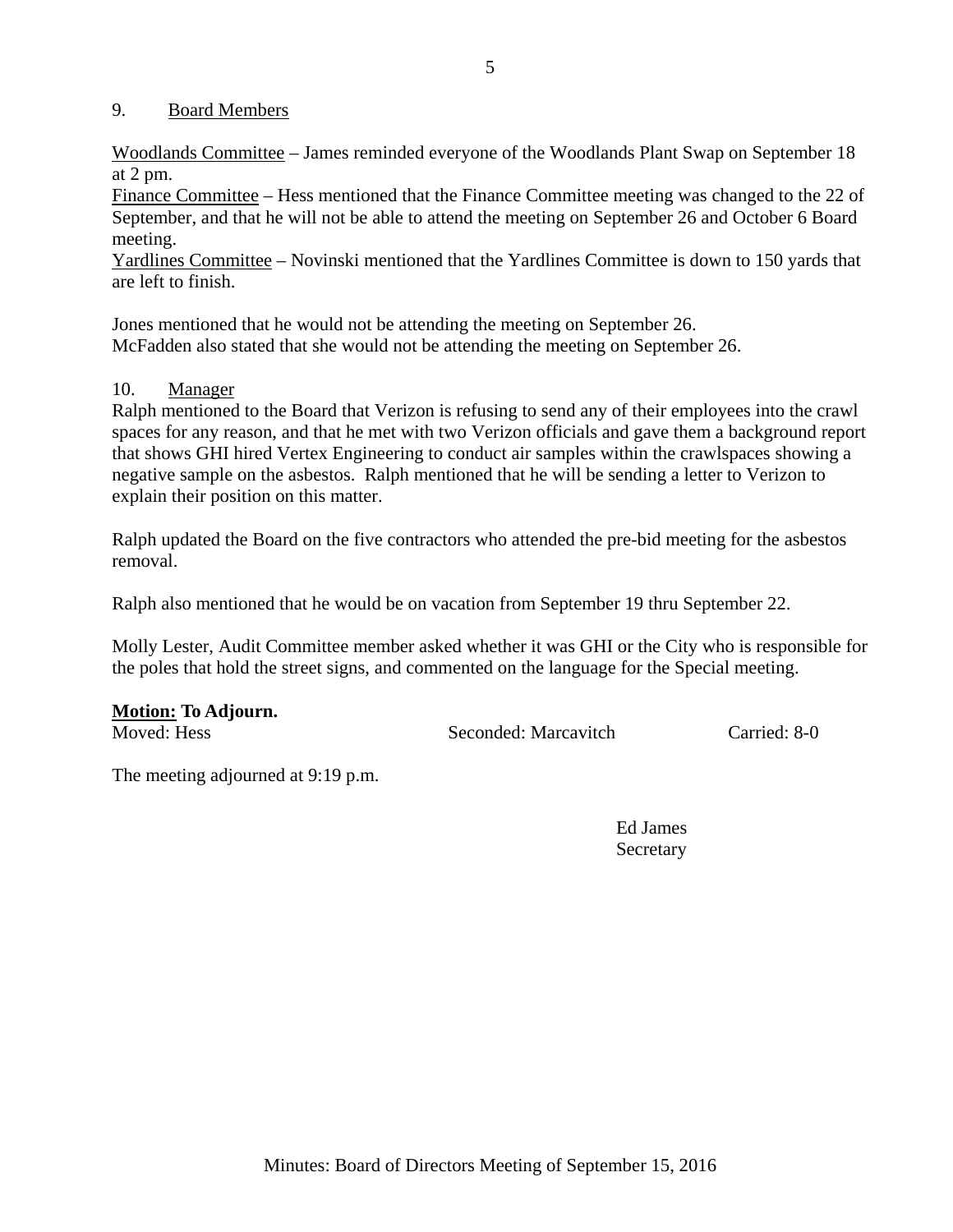9. <u>Board Members</u>

<u>Woodlands Committee</u> – James reminded everyone of the Woodlands Plant Swap on September 18 at 2 pm.
<u>Finance Committee</u> – Hess mentioned that the Finance Committee meeting was changed to the 22 of September, and that he will not be able to attend the meeting on September 26 and October 6 Board meeting.
<u>Yardlines Committee</u> – Novinski mentioned that the Yardlines Committee is down to 150 yards that are left to finish.

Jones mentioned that he would not be attending the meeting on September 26.
McFadden also stated that she would not be attending the meeting on September 26.

10. <u>Manager</u>

Ralph mentioned to the Board that Verizon is refusing to send any of their employees into the crawl spaces for any reason, and that he met with two Verizon officials and gave them a background report that shows GHI hired Vertex Engineering to conduct air samples within the crawlspaces showing a negative sample on the asbestos. Ralph mentioned that he will be sending a letter to Verizon to explain their position on this matter.

Ralph updated the Board on the five contractors who attended the pre-bid meeting for the asbestos removal.

Ralph also mentioned that he would be on vacation from September 19 thru September 22.

Molly Lester, Audit Committee member asked whether it was GHI or the City who is responsible for the poles that hold the street signs, and commented on the language for the Special meeting.

**<u>Motion:</u> To Adjourn.**
Moved: Hess Seconded: Marcavitch Carried: 8-0

The meeting adjourned at 9:19 p.m.

Ed James
Secretary

Minutes: Board of Directors Meeting of September 15, 2016